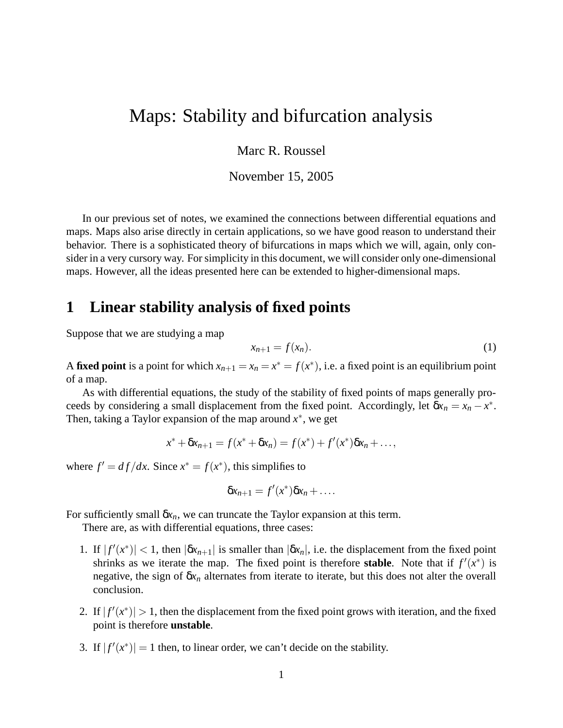# Maps: Stability and bifurcation analysis

Marc R. Roussel

November 15, 2005

In our previous set of notes, we examined the connections between differential equations and maps. Maps also arise directly in certain applications, so we have good reason to understand their behavior. There is a sophisticated theory of bifurcations in maps which we will, again, only consider in a very cursory way. For simplicity in this document, we will consider only one-dimensional maps. However, all the ideas presented here can be extended to higher-dimensional maps.

## 1 Linear stability analysis of fixed points

Suppose that we are studying a map

$$x_{n+1} = f(x_n). \tag{1}$$

A **fixed point** is a point for which $x_{n+1} = x_n = x^* = f(x^*)$, i.e. a fixed point is an equilibrium point of a map.

As with differential equations, the study of the stability of fixed points of maps generally proceeds by considering a small displacement from the fixed point. Accordingly, let $\delta x_n = x_n - x^*$. Then, taking a Taylor expansion of the map around $x^*$, we get

$$x^* + \delta x_{n+1} = f(x^* + \delta x_n) = f(x^*) + f'(x^*)\delta x_n + \ldots,$$

where $f' = df/dx$. Since $x^* = f(x^*)$, this simplifies to

$$\delta x_{n+1} = f'(x^*)\delta x_n + \ldots.$$

For sufficiently small $\delta x_n$, we can truncate the Taylor expansion at this term.

There are, as with differential equations, three cases:

1. If $|f'(x^*)| < 1$, then $|\delta x_{n+1}|$ is smaller than $|\delta x_n|$, i.e. the displacement from the fixed point shrinks as we iterate the map. The fixed point is therefore **stable**. Note that if $f'(x^*)$ is negative, the sign of $\delta x_n$ alternates from iterate to iterate, but this does not alter the overall conclusion.

2. If $|f'(x^*)| > 1$, then the displacement from the fixed point grows with iteration, and the fixed point is therefore **unstable**.

3. If $|f'(x^*)| = 1$ then, to linear order, we can't decide on the stability.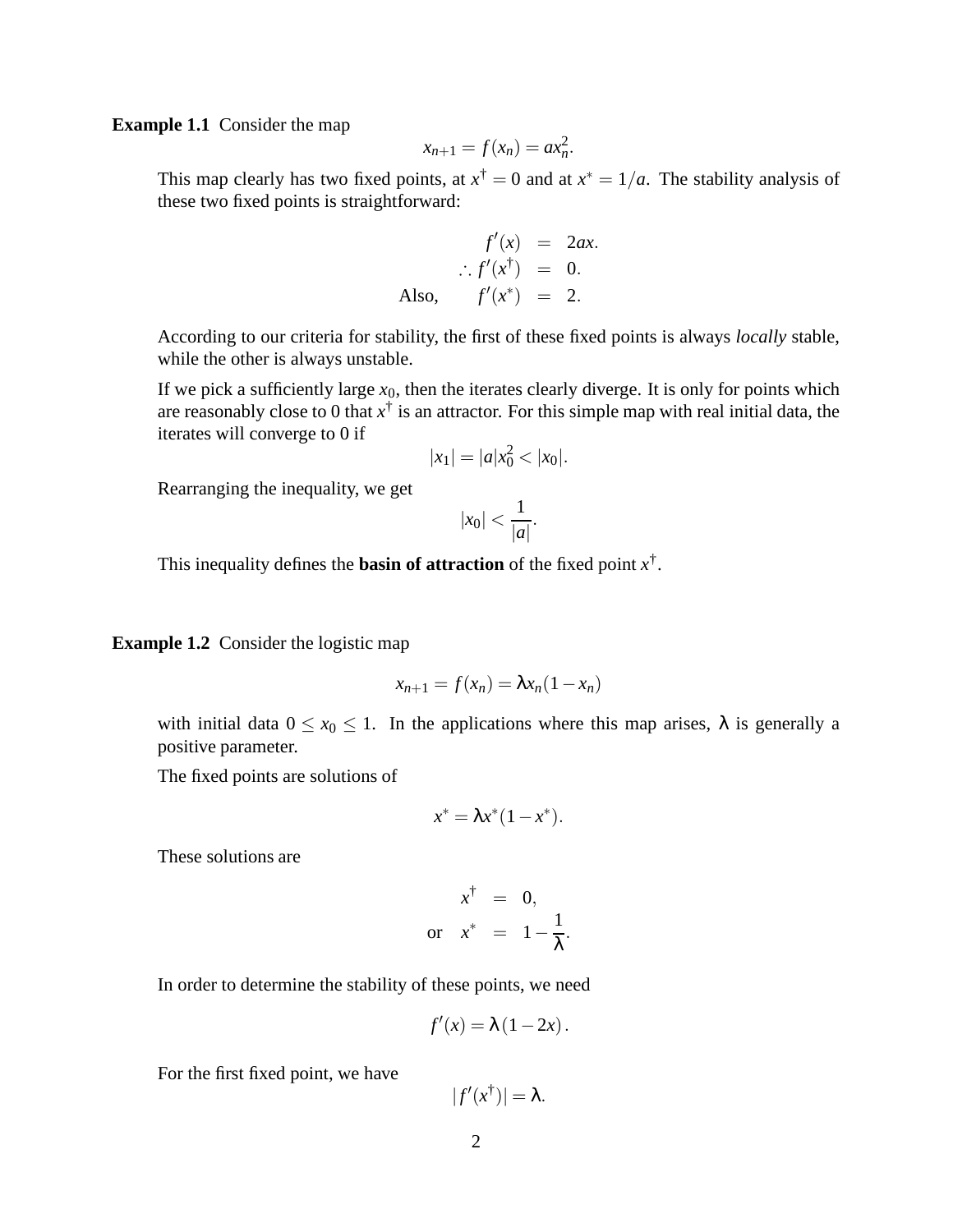**Example 1.1** Consider the map

$$x_{n+1} = f(x_n) = ax_n^2.$$

This map clearly has two fixed points, at $x^\dagger = 0$ and at $x^* = 1/a$. The stability analysis of these two fixed points is straightforward:

$$\begin{aligned} f'(x) &= 2ax. \\ \therefore f'(x^\dagger) &= 0. \\ \text{Also,} \qquad f'(x^*) &= 2. \end{aligned}$$

According to our criteria for stability, the first of these fixed points is always *locally* stable, while the other is always unstable.

If we pick a sufficiently large $x_0$, then the iterates clearly diverge. It is only for points which are reasonably close to 0 that $x^\dagger$ is an attractor. For this simple map with real initial data, the iterates will converge to 0 if

$$|x_1| = |a|x_0^2 < |x_0|.$$

Rearranging the inequality, we get

$$|x_0| < \frac{1}{|a|}.$$

This inequality defines the **basin of attraction** of the fixed point $x^\dagger$.

**Example 1.2** Consider the logistic map

$$x_{n+1} = f(x_n) = \lambda x_n(1 - x_n)$$

with initial data $0 \leq x_0 \leq 1$. In the applications where this map arises, $\lambda$ is generally a positive parameter.

The fixed points are solutions of

$$x^* = \lambda x^*(1 - x^*).$$

These solutions are

$$\begin{aligned} x^\dagger &= 0, \\ \text{or} \quad x^* &= 1 - \frac{1}{\lambda}. \end{aligned}$$

In order to determine the stability of these points, we need

$$f'(x) = \lambda\left(1 - 2x\right).$$

For the first fixed point, we have

$$|f'(x^\dagger)| = \lambda.$$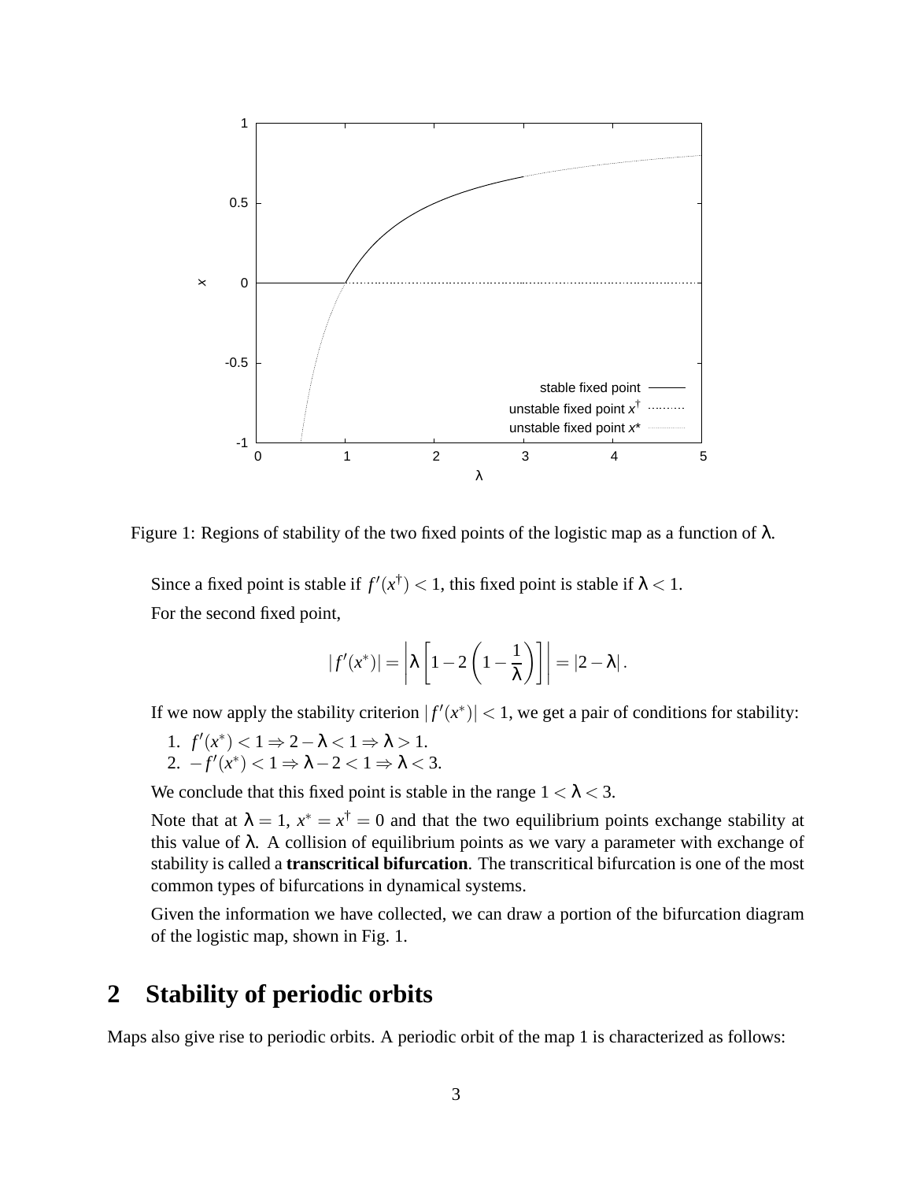Figure 1: Regions of stability of the two fixed points of the logistic map as a function of $\lambda$.

Since a fixed point is stable if $f'(x^\dagger) < 1$, this fixed point is stable if $\lambda < 1$.

For the second fixed point,

$$|f'(x^*)| = \left|\lambda\left[1 - 2\left(1 - \frac{1}{\lambda}\right)\right]\right| = |2 - \lambda|.$$

If we now apply the stability criterion $|f'(x^*)| < 1$, we get a pair of conditions for stability:

1. $f'(x^*) < 1 \Rightarrow 2 - \lambda < 1 \Rightarrow \lambda > 1$.
2. $-f'(x^*) < 1 \Rightarrow \lambda - 2 < 1 \Rightarrow \lambda < 3$.

We conclude that this fixed point is stable in the range $1 < \lambda < 3$.

Note that at $\lambda = 1$, $x^* = x^\dagger = 0$ and that the two equilibrium points exchange stability at this value of $\lambda$. A collision of equilibrium points as we vary a parameter with exchange of stability is called a **transcritical bifurcation**. The transcritical bifurcation is one of the most common types of bifurcations in dynamical systems.

Given the information we have collected, we can draw a portion of the bifurcation diagram of the logistic map, shown in Fig. 1.

## 2 Stability of periodic orbits

Maps also give rise to periodic orbits. A periodic orbit of the map 1 is characterized as follows: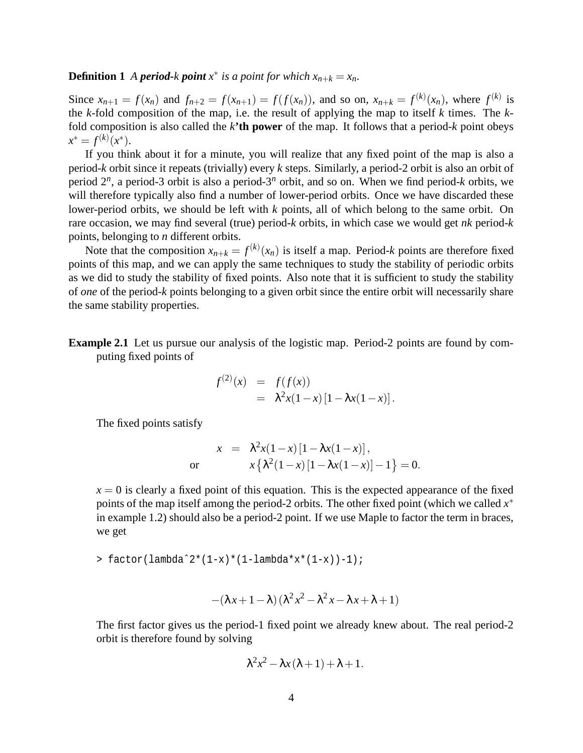**Definition 1** *A **period-$k$ point** $x^*$ is a point for which $x_{n+k} = x_n$.*

Since $x_{n+1} = f(x_n)$ and $f_{n+2} = f(x_{n+1}) = f(f(x_n))$, and so on, $x_{n+k} = f^{(k)}(x_n)$, where $f^{(k)}$ is the $k$-fold composition of the map, i.e. the result of applying the map to itself $k$ times. The $k$-fold composition is also called the **$k$'th power** of the map. It follows that a period-$k$ point obeys $x^* = f^{(k)}(x^*)$.

If you think about it for a minute, you will realize that any fixed point of the map is also a period-$k$ orbit since it repeats (trivially) every $k$ steps. Similarly, a period-2 orbit is also an orbit of period $2^n$, a period-3 orbit is also a period-$3^n$ orbit, and so on. When we find period-$k$ orbits, we will therefore typically also find a number of lower-period orbits. Once we have discarded these lower-period orbits, we should be left with $k$ points, all of which belong to the same orbit. On rare occasion, we may find several (true) period-$k$ orbits, in which case we would get $nk$ period-$k$ points, belonging to $n$ different orbits.

Note that the composition $x_{n+k} = f^{(k)}(x_n)$ is itself a map. Period-$k$ points are therefore fixed points of this map, and we can apply the same techniques to study the stability of periodic orbits as we did to study the stability of fixed points. Also note that it is sufficient to study the stability of *one* of the period-$k$ points belonging to a given orbit since the entire orbit will necessarily share the same stability properties.

**Example 2.1** Let us pursue our analysis of the logistic map. Period-2 points are found by computing fixed points of

$$\begin{aligned} f^{(2)}(x) &= f(f(x)) \\ &= \lambda^2 x(1-x)\left[1 - \lambda x(1-x)\right]. \end{aligned}$$

The fixed points satisfy

$$\begin{aligned} x &= \lambda^2 x(1-x)\left[1 - \lambda x(1-x)\right], \\ \text{or} \qquad & x\left\{\lambda^2(1-x)\left[1 - \lambda x(1-x)\right] - 1\right\} = 0. \end{aligned}$$

$x = 0$ is clearly a fixed point of this equation. This is the expected appearance of the fixed points of the map itself among the period-2 orbits. The other fixed point (which we called $x^*$ in example 1.2) should also be a period-2 point. If we use Maple to factor the term in braces, we get

```
> factor(lambda^2*(1-x)*(1-lambda*x*(1-x))-1);
```

$$-(\lambda x + 1 - \lambda)(\lambda^2 x^2 - \lambda^2 x - \lambda x + \lambda + 1)$$

The first factor gives us the period-1 fixed point we already knew about. The real period-2 orbit is therefore found by solving

$$\lambda^2 x^2 - \lambda x(\lambda + 1) + \lambda + 1.$$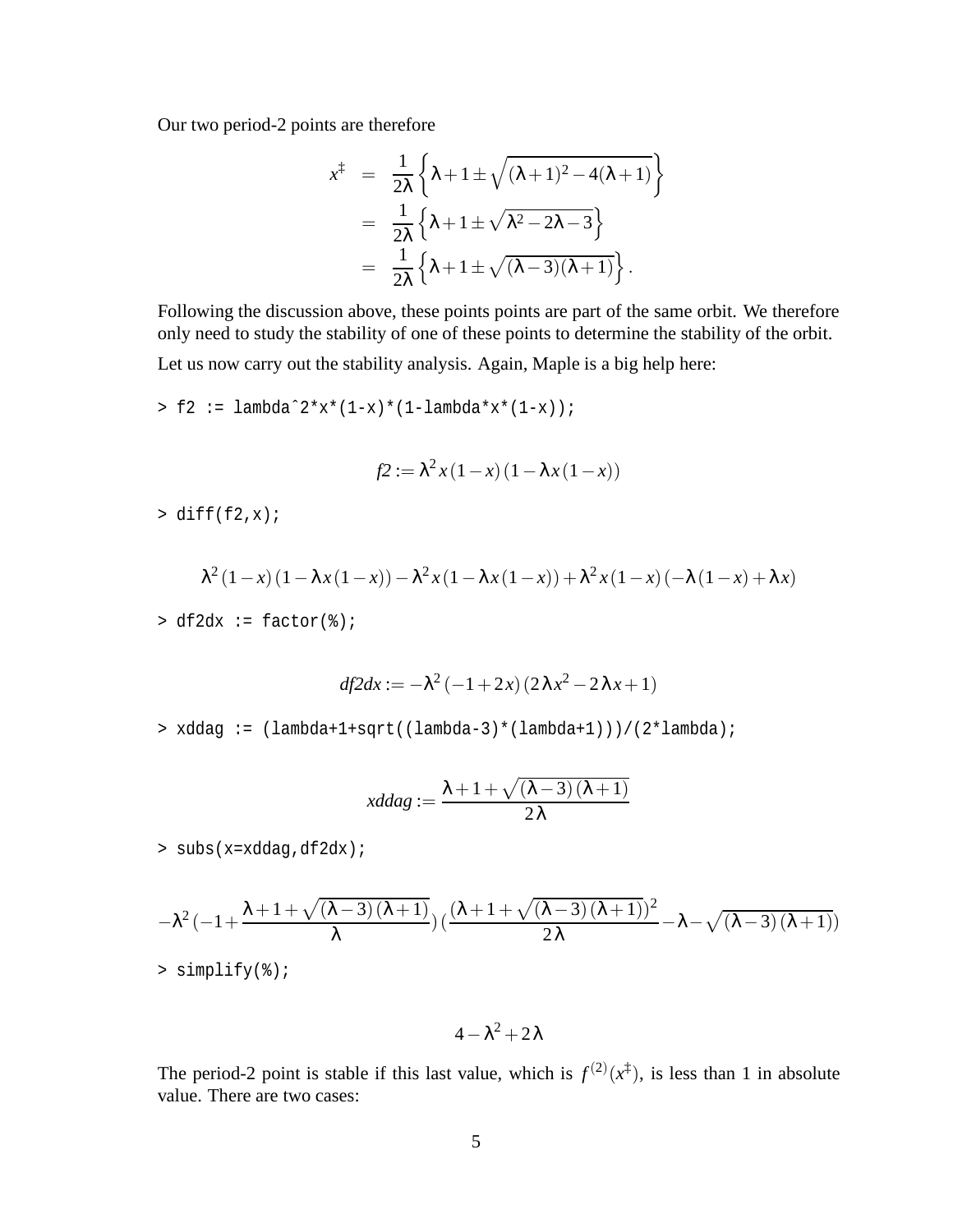Our two period-2 points are therefore

$$
\begin{aligned}
x^{\ddagger} &= \frac{1}{2\lambda}\left\{\lambda+1 \pm \sqrt{(\lambda+1)^2-4(\lambda+1)}\right\} \\
&= \frac{1}{2\lambda}\left\{\lambda+1 \pm \sqrt{\lambda^2-2\lambda-3}\right\} \\
&= \frac{1}{2\lambda}\left\{\lambda+1 \pm \sqrt{(\lambda-3)(\lambda+1)}\right\}.
\end{aligned}
$$

Following the discussion above, these points points are part of the same orbit. We therefore only need to study the stability of one of these points to determine the stability of the orbit.

Let us now carry out the stability analysis. Again, Maple is a big help here:

```
> f2 := lambda^2*x*(1-x)*(1-lambda*x*(1-x));
```

$$f2 := \lambda^2 x(1-x)(1-\lambda x(1-x))$$

```
> diff(f2,x);
```

$$\lambda^2(1-x)(1-\lambda x(1-x)) - \lambda^2 x(1-\lambda x(1-x)) + \lambda^2 x(1-x)(-\lambda(1-x)+\lambda x)$$

```
> df2dx := factor(%);
```

$$df2dx := -\lambda^2(-1+2x)(2\lambda x^2 - 2\lambda x + 1)$$

```
> xddag := (lambda+1+sqrt((lambda-3)*(lambda+1)))/(2*lambda);
```

$$xddag := \frac{\lambda+1+\sqrt{(\lambda-3)(\lambda+1)}}{2\lambda}$$

```
> subs(x=xddag,df2dx);
```

$$-\lambda^2\left(-1+\frac{\lambda+1+\sqrt{(\lambda-3)(\lambda+1)}}{\lambda}\right)\left(\frac{(\lambda+1+\sqrt{(\lambda-3)(\lambda+1)})^2}{2\lambda}-\lambda-\sqrt{(\lambda-3)(\lambda+1)}\right)$$

```
> simplify(%);
```

$$4-\lambda^2+2\lambda$$

The period-2 point is stable if this last value, which is $f^{(2)}(x^{\ddagger})$, is less than 1 in absolute value. There are two cases: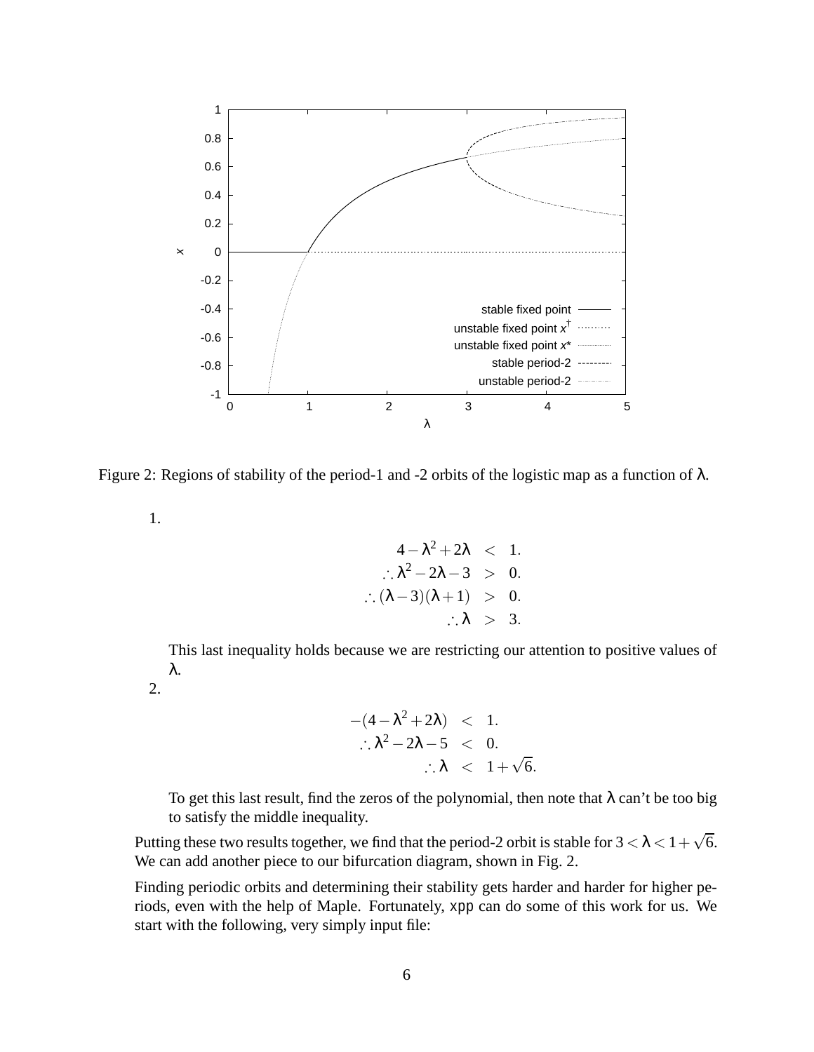Figure 2: Regions of stability of the period-1 and -2 orbits of the logistic map as a function of λ.

1.

$$
\begin{aligned}
4-\lambda^2+2\lambda &< 1. \\
\therefore \lambda^2-2\lambda-3 &> 0. \\
\therefore (\lambda-3)(\lambda+1) &> 0. \\
\therefore \lambda &> 3.
\end{aligned}
$$

This last inequality holds because we are restricting our attention to positive values of $\lambda$.

2.

$$
\begin{aligned}
-(4-\lambda^2+2\lambda) &< 1. \\
\therefore \lambda^2-2\lambda-5 &< 0. \\
\therefore \lambda &< 1+\sqrt{6}.
\end{aligned}
$$

To get this last result, find the zeros of the polynomial, then note that $\lambda$ can't be too big to satisfy the middle inequality.

Putting these two results together, we find that the period-2 orbit is stable for $3 < \lambda < 1+\sqrt{6}$. We can add another piece to our bifurcation diagram, shown in Fig. 2.

Finding periodic orbits and determining their stability gets harder and harder for higher periods, even with the help of Maple. Fortunately, xpp can do some of this work for us. We start with the following, very simply input file: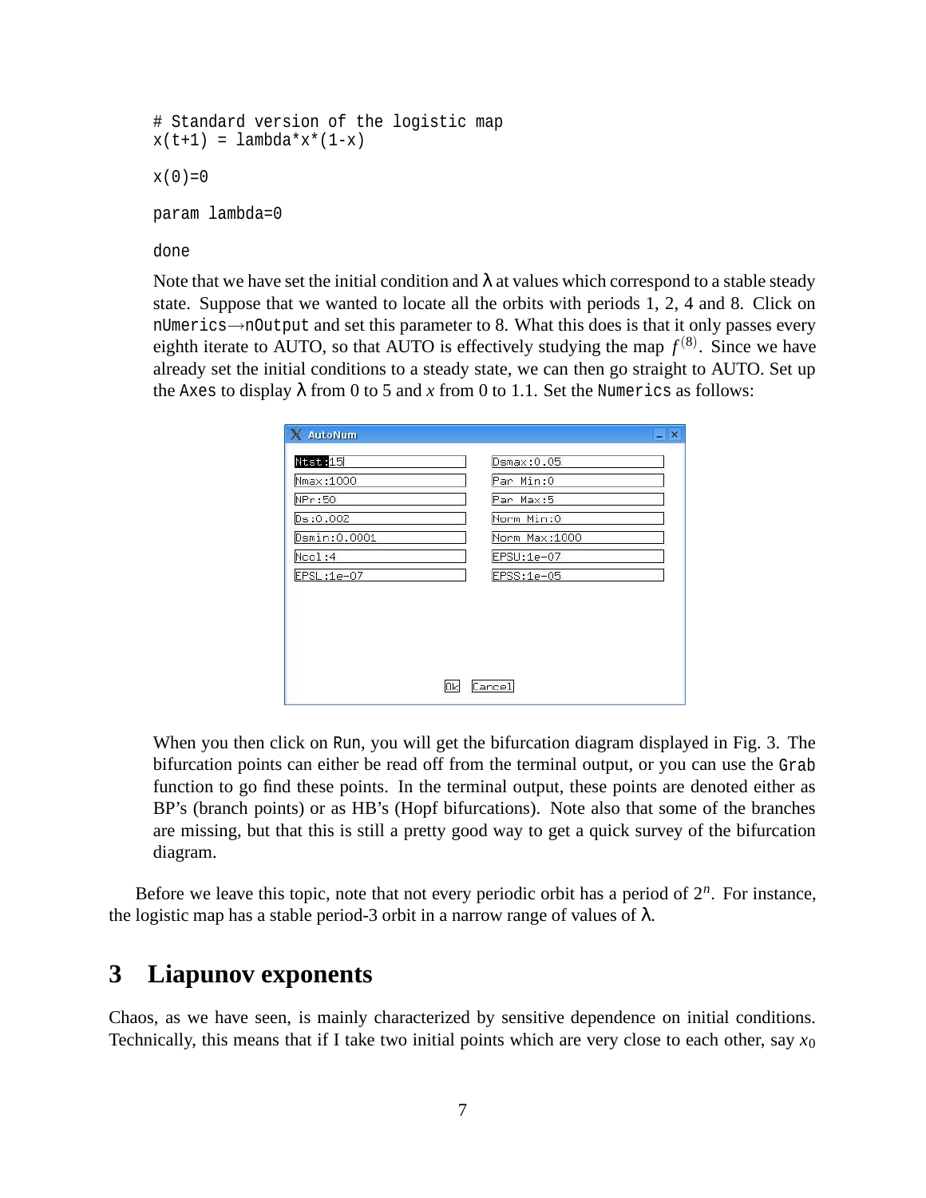```
# Standard version of the logistic map
x(t+1) = lambda*x*(1-x)

x(0)=0

param lambda=0

done
```

Note that we have set the initial condition and λ at values which correspond to a stable steady state. Suppose that we wanted to locate all the orbits with periods 1, 2, 4 and 8. Click on nUmerics→nOutput and set this parameter to 8. What this does is that it only passes every eighth iterate to AUTO, so that AUTO is effectively studying the map $f^{(8)}$. Since we have already set the initial conditions to a steady state, we can then go straight to AUTO. Set up the Axes to display λ from 0 to 5 and $x$ from 0 to 1.1. Set the Numerics as follows:

```
AutoNum

Ntst:15            Dsmax:0.05
Nmax:1000          Par Min:0
NPr:50             Par Max:5
Ds:0.002           Norm Min:0
Dsmin:0.0001       Norm Max:1000
Ncol:4             EPSU:1e-07
EPSL:1e-07         EPSS:1e-05

        Ok  Cancel
```

When you then click on Run, you will get the bifurcation diagram displayed in Fig. 3. The bifurcation points can either be read off from the terminal output, or you can use the Grab function to go find these points. In the terminal output, these points are denoted either as BP's (branch points) or as HB's (Hopf bifurcations). Note also that some of the branches are missing, but that this is still a pretty good way to get a quick survey of the bifurcation diagram.

Before we leave this topic, note that not every periodic orbit has a period of $2^n$. For instance, the logistic map has a stable period-3 orbit in a narrow range of values of λ.

## 3 Liapunov exponents

Chaos, as we have seen, is mainly characterized by sensitive dependence on initial conditions. Technically, this means that if I take two initial points which are very close to each other, say $x_0$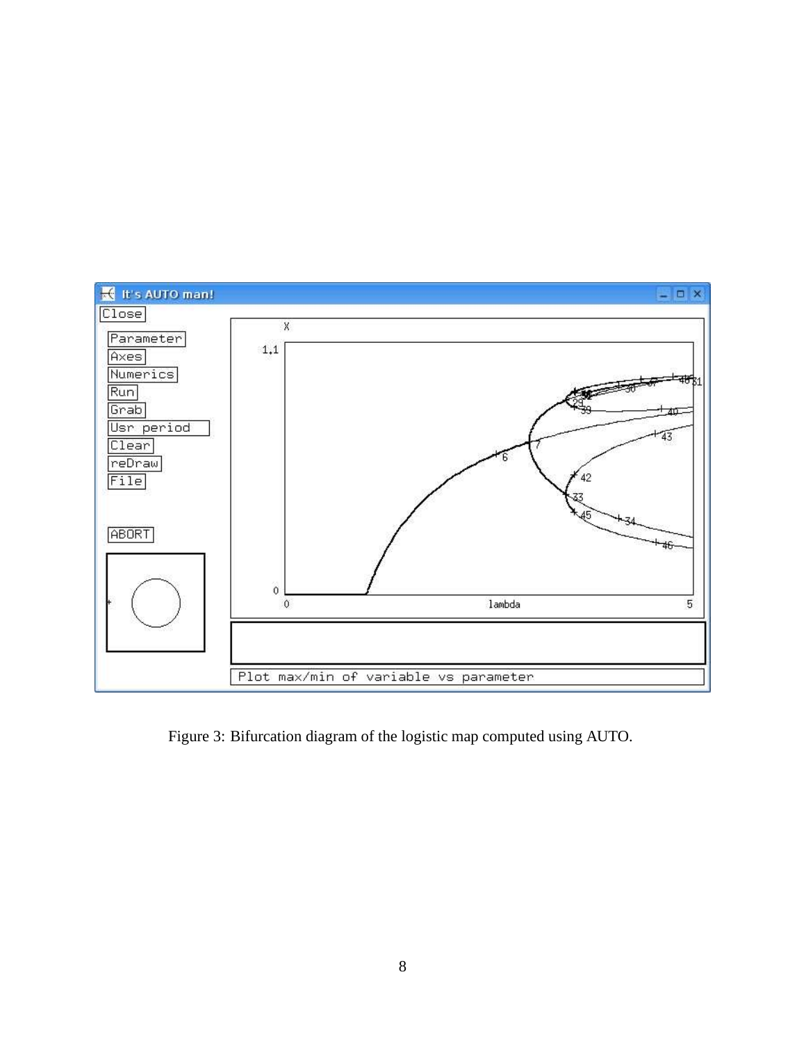Figure 3: Bifurcation diagram of the logistic map computed using AUTO.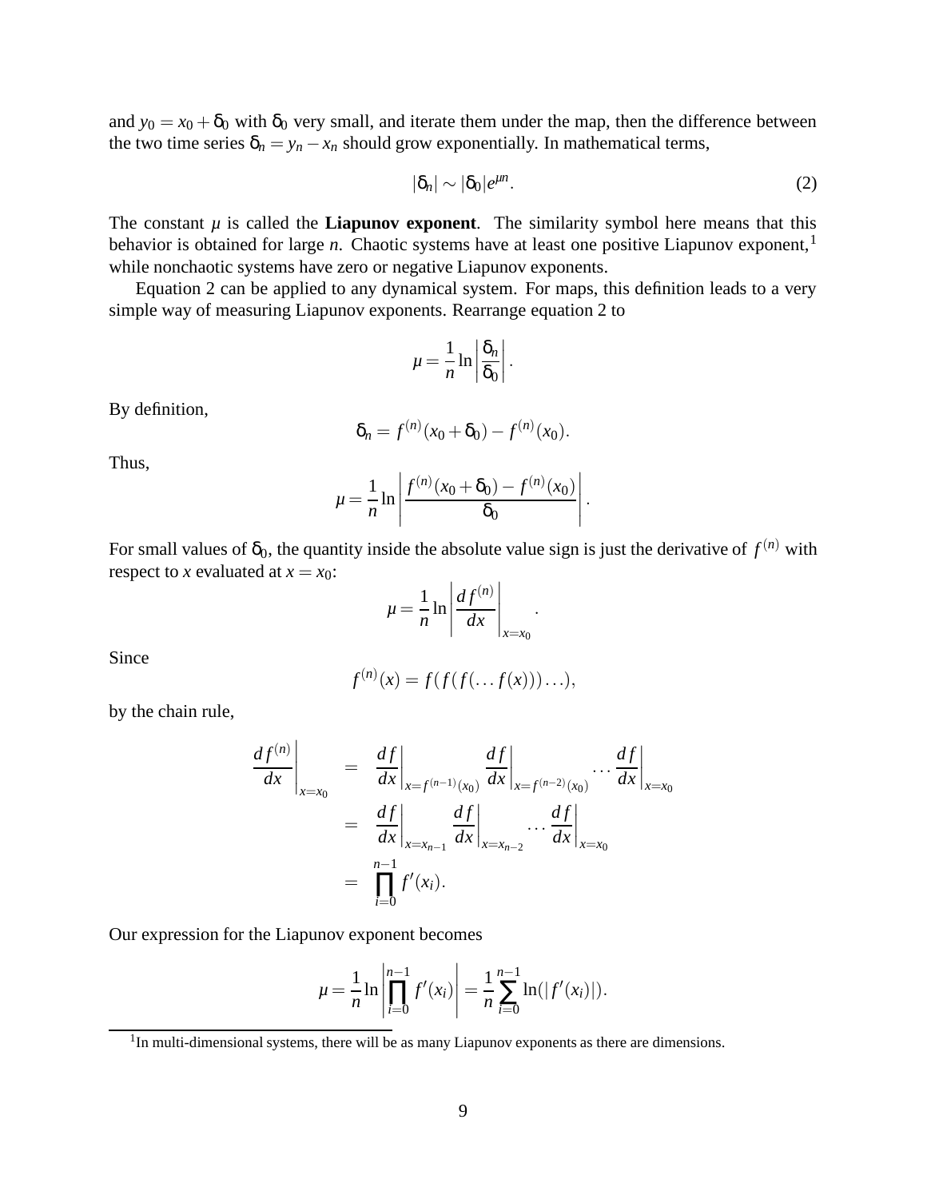and $y_0 = x_0 + \delta_0$ with $\delta_0$ very small, and iterate them under the map, then the difference between the two time series $\delta_n = y_n - x_n$ should grow exponentially. In mathematical terms,

$$|\delta_n| \sim |\delta_0| e^{\mu n}. \tag{2}$$

The constant $\mu$ is called the **Liapunov exponent**. The similarity symbol here means that this behavior is obtained for large $n$. Chaotic systems have at least one positive Liapunov exponent,[1] while nonchaotic systems have zero or negative Liapunov exponents.

Equation 2 can be applied to any dynamical system. For maps, this definition leads to a very simple way of measuring Liapunov exponents. Rearrange equation 2 to

$$\mu = \frac{1}{n} \ln \left| \frac{\delta_n}{\delta_0} \right|.$$

By definition,

$$\delta_n = f^{(n)}(x_0 + \delta_0) - f^{(n)}(x_0).$$

Thus,

$$\mu = \frac{1}{n} \ln \left| \frac{f^{(n)}(x_0 + \delta_0) - f^{(n)}(x_0)}{\delta_0} \right|.$$

For small values of $\delta_0$, the quantity inside the absolute value sign is just the derivative of $f^{(n)}$ with respect to $x$ evaluated at $x = x_0$:

$$\mu = \frac{1}{n} \ln \left| \frac{df^{(n)}}{dx} \right|_{x=x_0}.$$

Since

$$f^{(n)}(x) = f(f(f(\ldots f(x)))\ldots),$$

by the chain rule,

$$\begin{aligned}
\left.\frac{df^{(n)}}{dx}\right|_{x=x_0} &= \left.\frac{df}{dx}\right|_{x=f^{(n-1)}(x_0)} \left.\frac{df}{dx}\right|_{x=f^{(n-2)}(x_0)} \cdots \left.\frac{df}{dx}\right|_{x=x_0} \\
&= \left.\frac{df}{dx}\right|_{x=x_{n-1}} \left.\frac{df}{dx}\right|_{x=x_{n-2}} \cdots \left.\frac{df}{dx}\right|_{x=x_0} \\
&= \prod_{i=0}^{n-1} f'(x_i).
\end{aligned}$$

Our expression for the Liapunov exponent becomes

$$\mu = \frac{1}{n} \ln \left| \prod_{i=0}^{n-1} f'(x_i) \right| = \frac{1}{n} \sum_{i=0}^{n-1} \ln(|f'(x_i)|).$$

[1] In multi-dimensional systems, there will be as many Liapunov exponents as there are dimensions.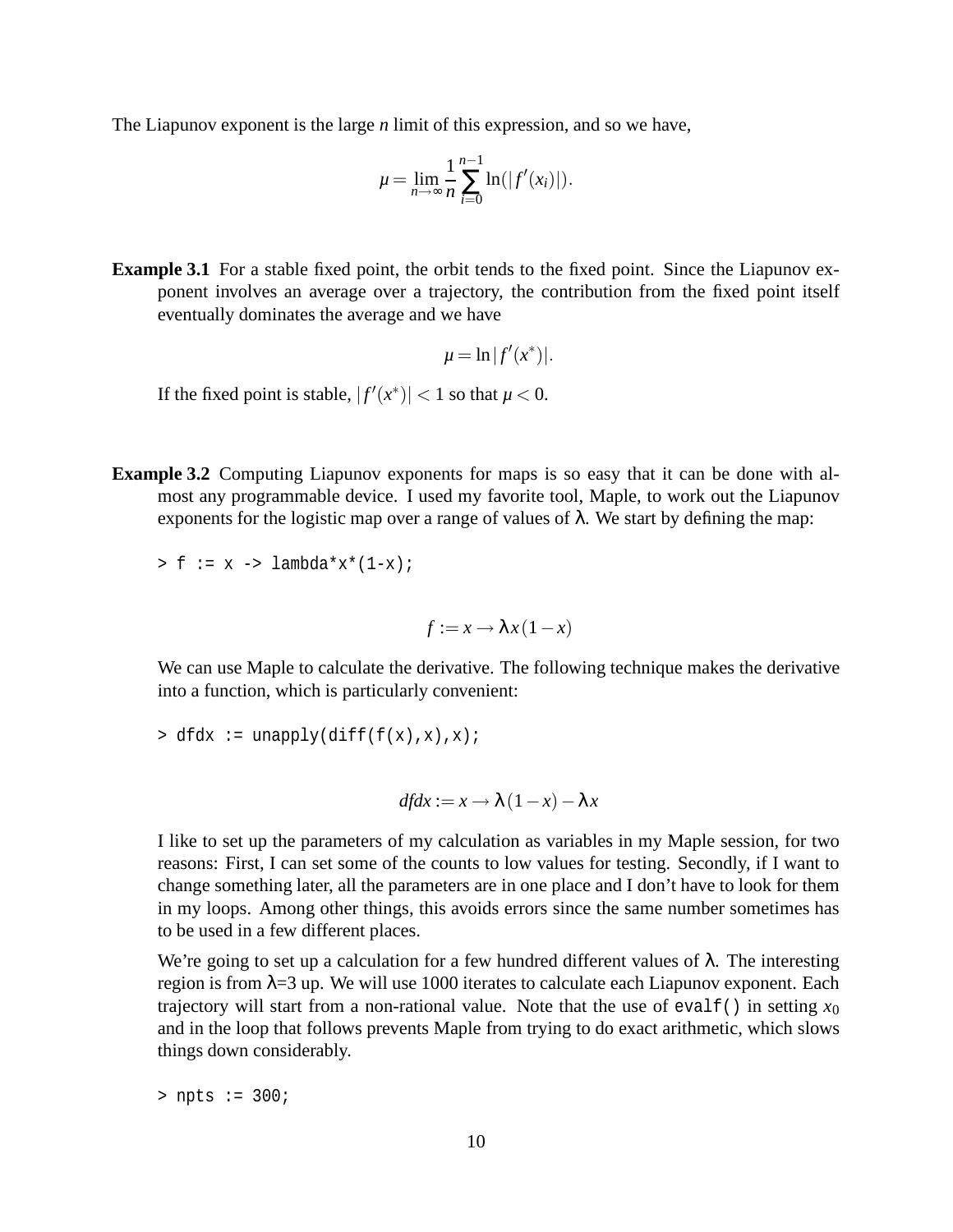The Liapunov exponent is the large $n$ limit of this expression, and so we have,

$$\mu = \lim_{n\to\infty} \frac{1}{n} \sum_{i=0}^{n-1} \ln(|f'(x_i)|).$$

**Example 3.1** For a stable fixed point, the orbit tends to the fixed point. Since the Liapunov exponent involves an average over a trajectory, the contribution from the fixed point itself eventually dominates the average and we have

$$\mu = \ln|f'(x^*)|.$$

If the fixed point is stable, $|f'(x^*)| < 1$ so that $\mu < 0$.

**Example 3.2** Computing Liapunov exponents for maps is so easy that it can be done with almost any programmable device. I used my favorite tool, Maple, to work out the Liapunov exponents for the logistic map over a range of values of $\lambda$. We start by defining the map:

```
> f := x -> lambda*x*(1-x);
```

$$f := x \to \lambda x(1-x)$$

We can use Maple to calculate the derivative. The following technique makes the derivative into a function, which is particularly convenient:

```
> dfdx := unapply(diff(f(x),x),x);
```

$$dfdx := x \to \lambda(1-x) - \lambda x$$

I like to set up the parameters of my calculation as variables in my Maple session, for two reasons: First, I can set some of the counts to low values for testing. Secondly, if I want to change something later, all the parameters are in one place and I don't have to look for them in my loops. Among other things, this avoids errors since the same number sometimes has to be used in a few different places.

We're going to set up a calculation for a few hundred different values of $\lambda$. The interesting region is from $\lambda$=3 up. We will use 1000 iterates to calculate each Liapunov exponent. Each trajectory will start from a non-rational value. Note that the use of `evalf()` in setting $x_0$ and in the loop that follows prevents Maple from trying to do exact arithmetic, which slows things down considerably.

```
> npts := 300;
```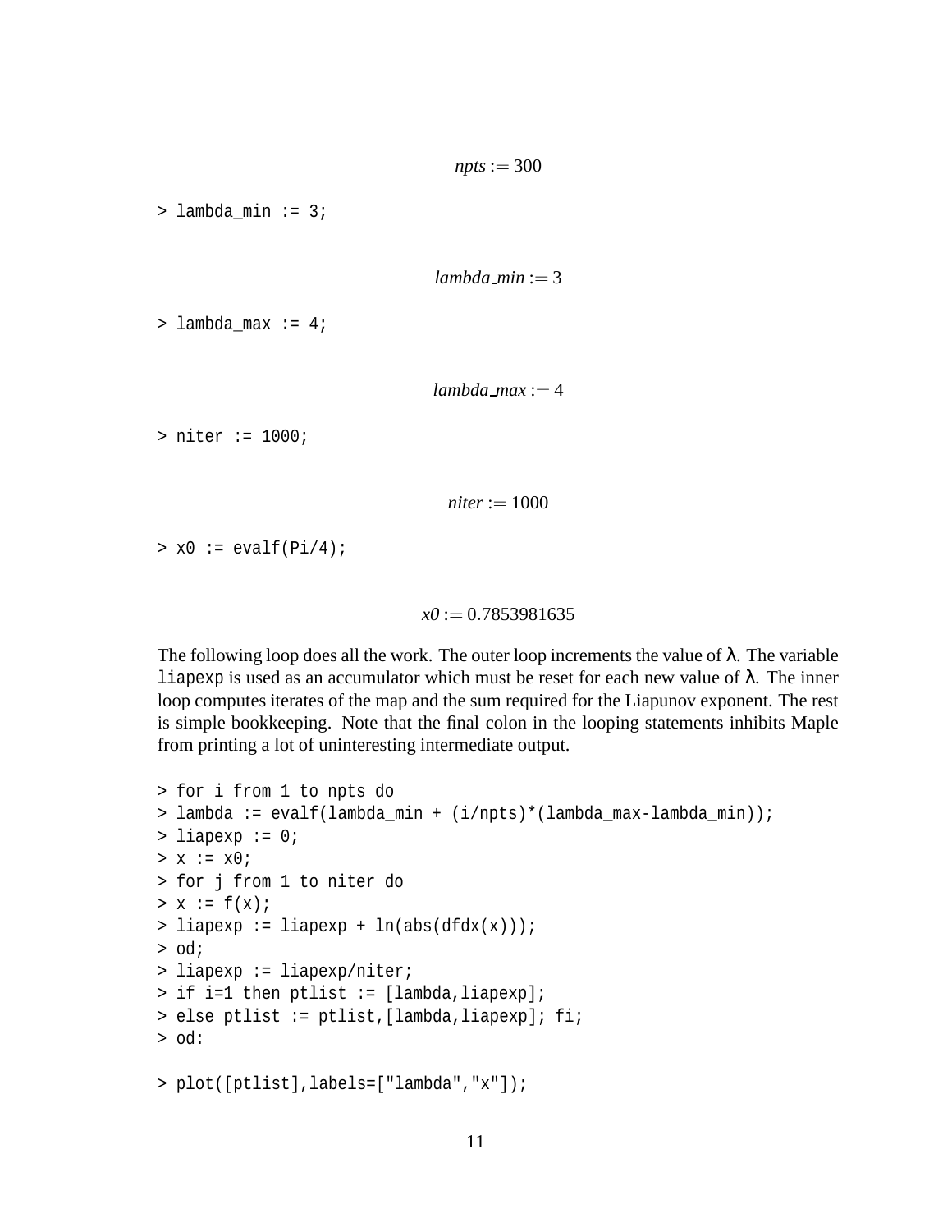$$npts := 300$$

```
> lambda_min := 3;
```

$$lambda\_min := 3$$

```
> lambda_max := 4;
```

$$lambda\_max := 4$$

```
> niter := 1000;
```

$$niter := 1000$$

```
> x0 := evalf(Pi/4);
```

$$x0 := 0.7853981635$$

The following loop does all the work. The outer loop increments the value of $\lambda$. The variable `liapexp` is used as an accumulator which must be reset for each new value of $\lambda$. The inner loop computes iterates of the map and the sum required for the Liapunov exponent. The rest is simple bookkeeping. Note that the final colon in the looping statements inhibits Maple from printing a lot of uninteresting intermediate output.

```
> for i from 1 to npts do
> lambda := evalf(lambda_min + (i/npts)*(lambda_max-lambda_min));
> liapexp := 0;
> x := x0;
> for j from 1 to niter do
> x := f(x);
> liapexp := liapexp + ln(abs(dfdx(x)));
> od;
> liapexp := liapexp/niter;
> if i=1 then ptlist := [lambda,liapexp];
> else ptlist := ptlist,[lambda,liapexp]; fi;
> od:
```

```
> plot([ptlist],labels=["lambda","x"]);
```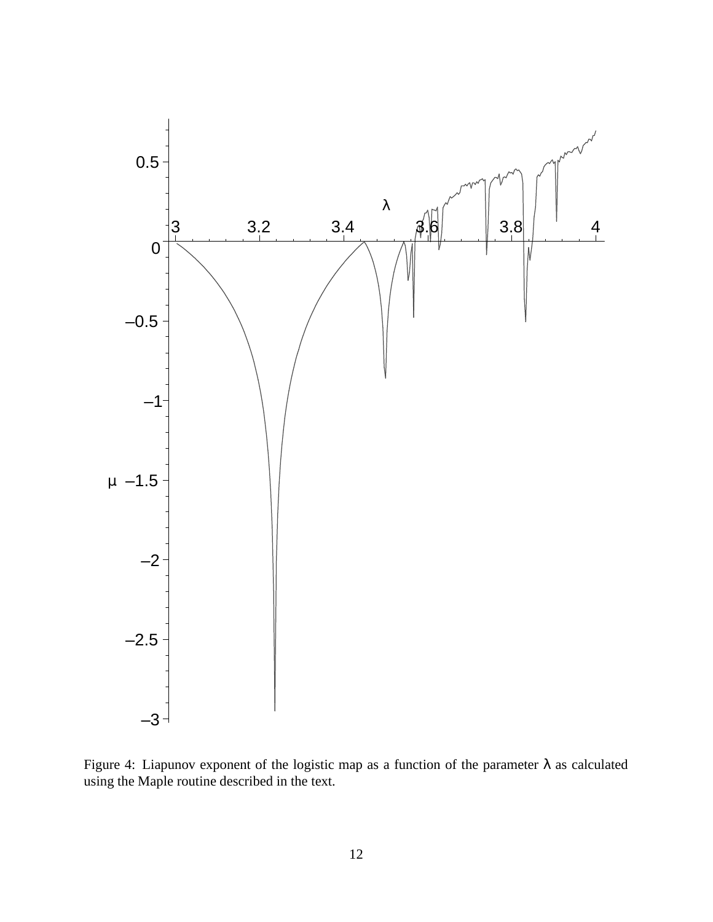Figure 4: Liapunov exponent of the logistic map as a function of the parameter $\lambda$ as calculated using the Maple routine described in the text.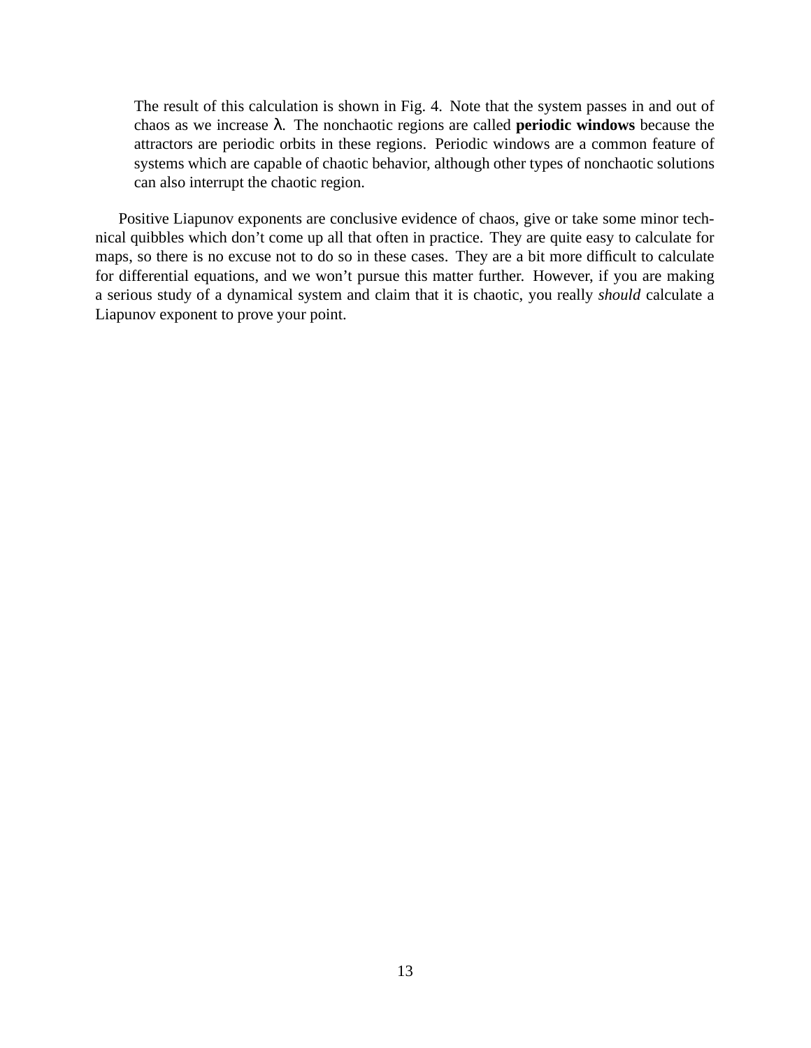The result of this calculation is shown in Fig. 4. Note that the system passes in and out of chaos as we increase $\lambda$. The nonchaotic regions are called **periodic windows** because the attractors are periodic orbits in these regions. Periodic windows are a common feature of systems which are capable of chaotic behavior, although other types of nonchaotic solutions can also interrupt the chaotic region.

Positive Liapunov exponents are conclusive evidence of chaos, give or take some minor technical quibbles which don't come up all that often in practice. They are quite easy to calculate for maps, so there is no excuse not to do so in these cases. They are a bit more difficult to calculate for differential equations, and we won't pursue this matter further. However, if you are making a serious study of a dynamical system and claim that it is chaotic, you really *should* calculate a Liapunov exponent to prove your point.